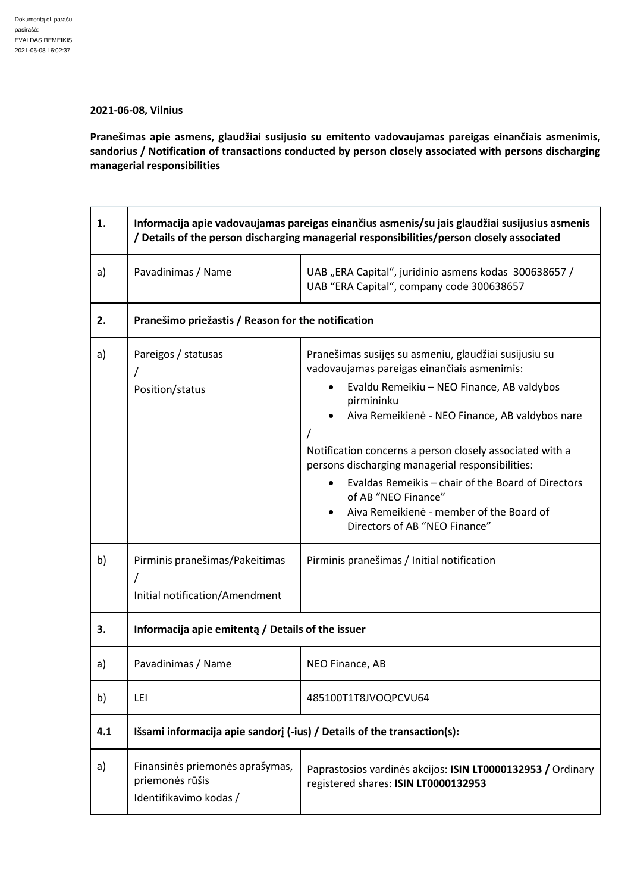Dokumentą el. parašu pasirašė: EVALDAS REMEIKIS 2021-06-08 16:02:37

**2021-06-08, Vilnius**

**Pranešimas apie asmens, glaudžiai susijusio su emitento vadovaujamas pareigas einančiais asmenimis, sandorius / Notification of transactions conducted by person closely associated with persons discharging managerial responsibilities**

| | | |
|---|---|---|
| **1.** | **Informacija apie vadovaujamas pareigas einančius asmenis/su jais glaudžiai susijusius asmenis / Details of the person discharging managerial responsibilities/person closely associated** | |
| a) | Pavadinimas / Name | UAB „ERA Capital", juridinio asmens kodas 300638657 / UAB "ERA Capital", company code 300638657 |
| **2.** | **Pranešimo priežastis / Reason for the notification** | |
| a) | Pareigos / statusas / Position/status | Pranešimas susijęs su asmeniu, glaudžiai susijusiu su vadovaujamas pareigas einančiais asmenimis:<br>• Evaldu Remeikiu – NEO Finance, AB valdybos pirmininku<br>• Aiva Remeikienė - NEO Finance, AB valdybos nare<br>/<br>Notification concerns a person closely associated with a persons discharging managerial responsibilities:<br>• Evaldas Remeikis – chair of the Board of Directors of AB "NEO Finance"<br>• Aiva Remeikienė - member of the Board of Directors of AB "NEO Finance" |
| b) | Pirminis pranešimas/Pakeitimas / Initial notification/Amendment | Pirminis pranešimas / Initial notification |
| **3.** | **Informacija apie emitentą / Details of the issuer** | |
| a) | Pavadinimas / Name | NEO Finance, AB |
| b) | LEI | 485100T1T8JVOQPCVU64 |
| **4.1** | **Išsami informacija apie sandorį (-ius) / Details of the transaction(s):** | |
| a) | Finansinės priemonės aprašymas, priemonės rūšis Identifikavimo kodas / | Paprastosios vardinės akcijos: **ISIN LT0000132953 /** Ordinary registered shares: **ISIN LT0000132953** |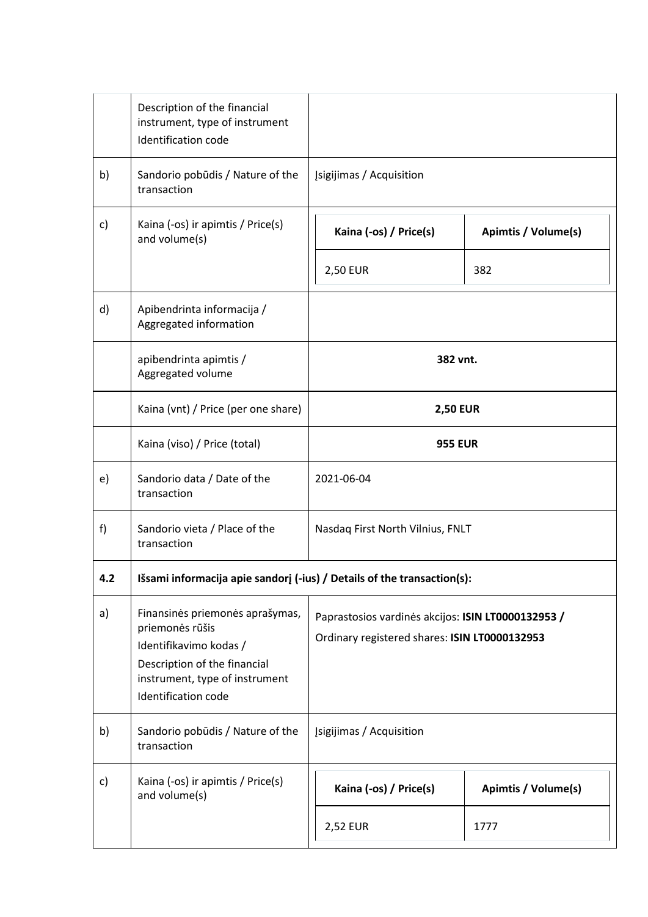| | | |
|---|---|---|
| | Description of the financial instrument, type of instrument<br>Identification code | |
| b) | Sandorio pobūdis / Nature of the transaction | Įsigijimas / Acquisition |
| c) | Kaina (-os) ir apimtis / Price(s) and volume(s) | **Kaina (-os) / Price(s)**: 2,50 EUR<br>**Apimtis / Volume(s)**: 382 |
| d) | Apibendrinta informacija / Aggregated information | |
| | apibendrinta apimtis / Aggregated volume | **382 vnt.** |
| | Kaina (vnt) / Price (per one share) | **2,50 EUR** |
| | Kaina (viso) / Price (total) | **955 EUR** |
| e) | Sandorio data / Date of the transaction | 2021-06-04 |
| f) | Sandorio vieta / Place of the transaction | Nasdaq First North Vilnius, FNLT |
| **4.2** | **Išsami informacija apie sandorį (-ius) / Details of the transaction(s):** | |
| a) | Finansinės priemonės aprašymas, priemonės rūšis<br>Identifikavimo kodas /<br>Description of the financial instrument, type of instrument<br>Identification code | Paprastosios vardinės akcijos: **ISIN LT0000132953 /**<br>Ordinary registered shares: **ISIN LT0000132953** |
| b) | Sandorio pobūdis / Nature of the transaction | Įsigijimas / Acquisition |
| c) | Kaina (-os) ir apimtis / Price(s) and volume(s) | **Kaina (-os) / Price(s)**: 2,52 EUR<br>**Apimtis / Volume(s)**: 1777 |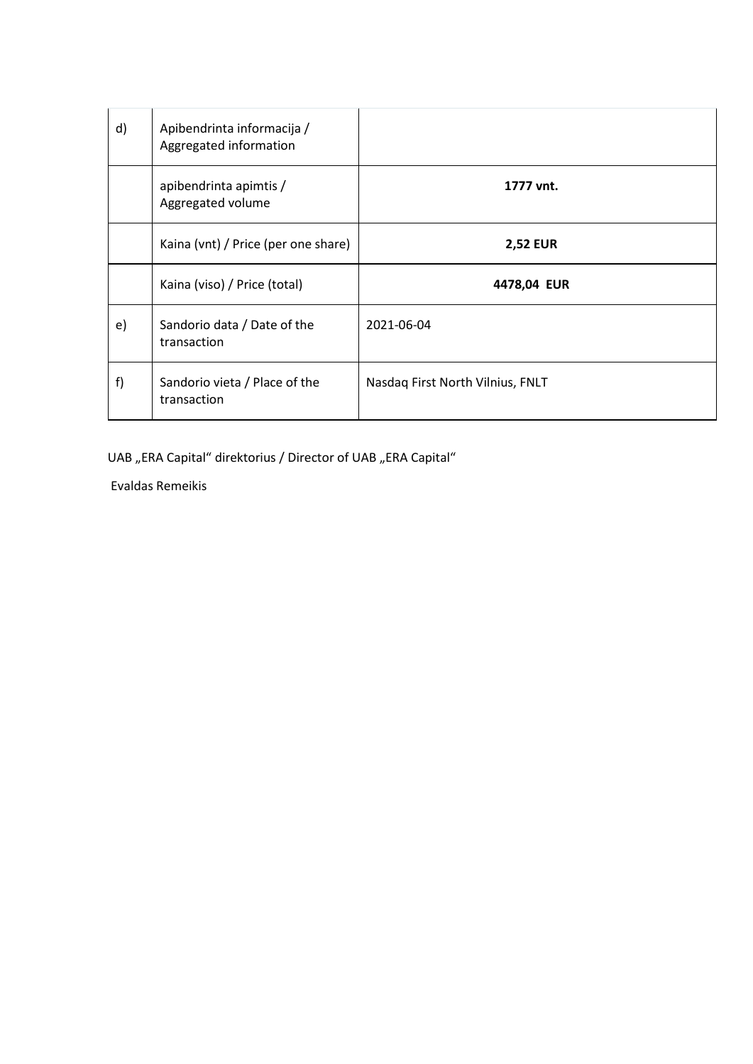| | | |
|---|---|---|
| d) | Apibendrinta informacija / Aggregated information | |
| | apibendrinta apimtis / Aggregated volume | **1777 vnt.** |
| | Kaina (vnt) / Price (per one share) | **2,52 EUR** |
| | Kaina (viso) / Price (total) | **4478,04 EUR** |
| e) | Sandorio data / Date of the transaction | 2021-06-04 |
| f) | Sandorio vieta / Place of the transaction | Nasdaq First North Vilnius, FNLT |

UAB „ERA Capital" direktorius / Director of UAB „ERA Capital"

Evaldas Remeikis